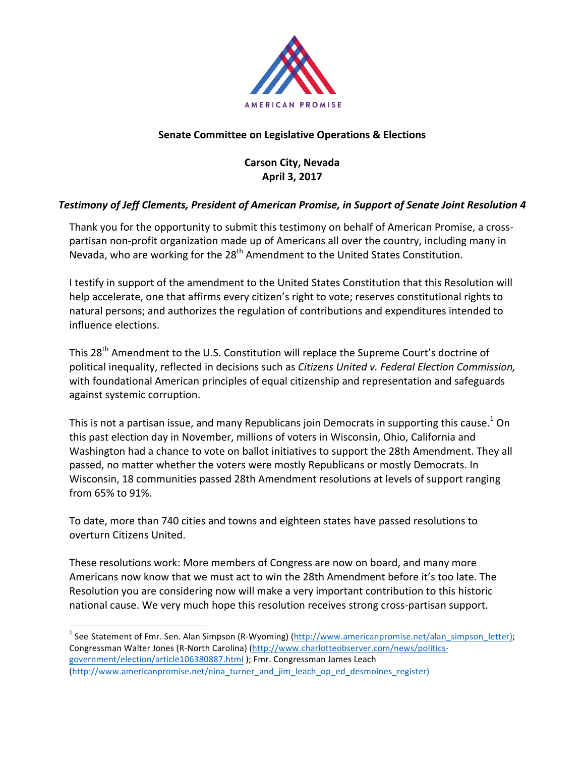AMERICAN PROMISE

**Senate Committee on Legislative Operations & Elections**

**Carson City, Nevada**
**April 3, 2017**

***Testimony of Jeff Clements, President of American Promise, in Support of Senate Joint Resolution 4***

Thank you for the opportunity to submit this testimony on behalf of American Promise, a cross-partisan non-profit organization made up of Americans all over the country, including many in Nevada, who are working for the 28th Amendment to the United States Constitution.

I testify in support of the amendment to the United States Constitution that this Resolution will help accelerate, one that affirms every citizen's right to vote; reserves constitutional rights to natural persons; and authorizes the regulation of contributions and expenditures intended to influence elections.

This 28th Amendment to the U.S. Constitution will replace the Supreme Court's doctrine of political inequality, reflected in decisions such as *Citizens United v. Federal Election Commission,* with foundational American principles of equal citizenship and representation and safeguards against systemic corruption.

This is not a partisan issue, and many Republicans join Democrats in supporting this cause.[1] On this past election day in November, millions of voters in Wisconsin, Ohio, California and Washington had a chance to vote on ballot initiatives to support the 28th Amendment. They all passed, no matter whether the voters were mostly Republicans or mostly Democrats. In Wisconsin, 18 communities passed 28th Amendment resolutions at levels of support ranging from 65% to 91%.

To date, more than 740 cities and towns and eighteen states have passed resolutions to overturn Citizens United.

These resolutions work: More members of Congress are now on board, and many more Americans now know that we must act to win the 28th Amendment before it's too late. The Resolution you are considering now will make a very important contribution to this historic national cause. We very much hope this resolution receives strong cross-partisan support.

---

[1] See Statement of Fmr. Sen. Alan Simpson (R-Wyoming) (http://www.americanpromise.net/alan_simpson_letter); Congressman Walter Jones (R-North Carolina) (http://www.charlotteobserver.com/news/politics-government/election/article106380887.html ); Fmr. Congressman James Leach (http://www.americanpromise.net/nina_turner_and_jim_leach_op_ed_desmoines_register)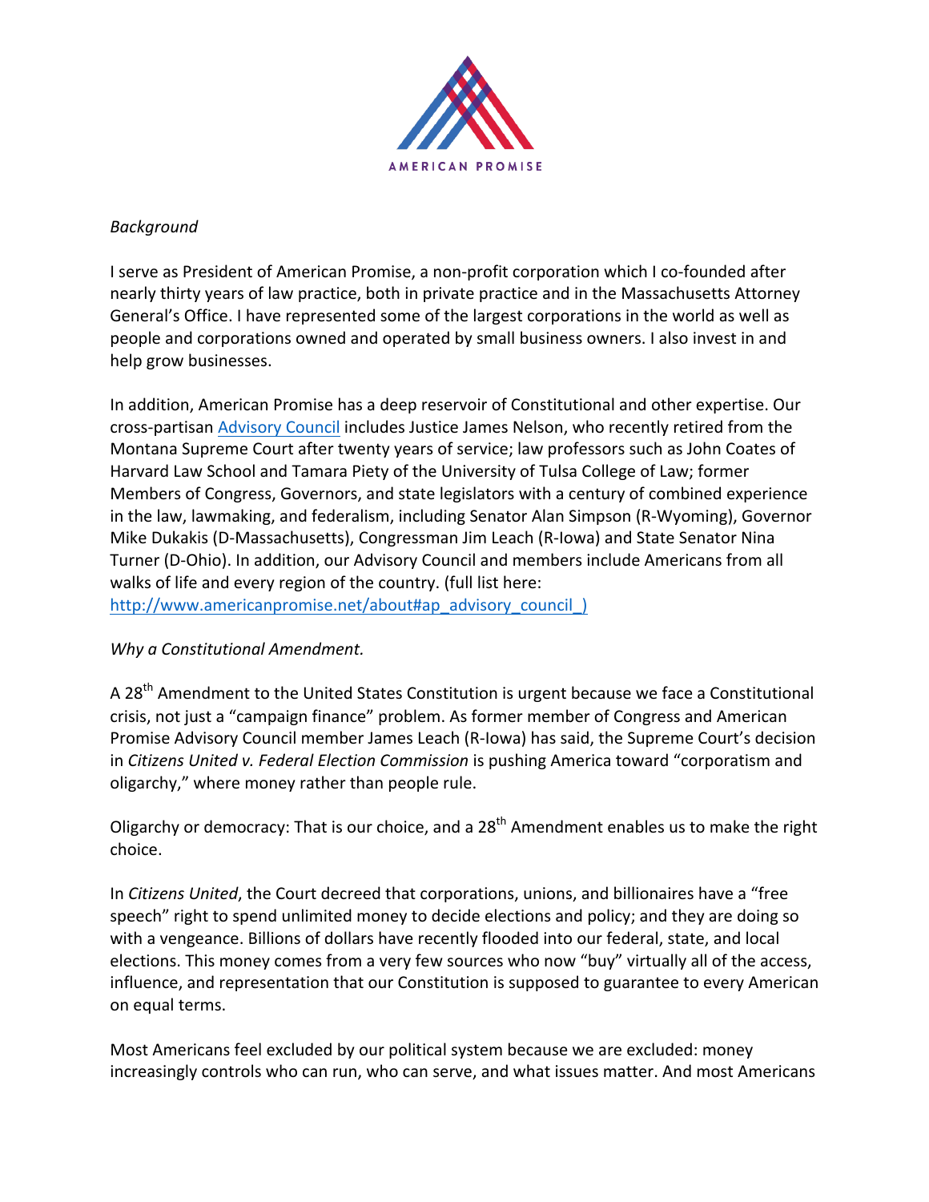AMERICAN PROMISE

*Background*

I serve as President of American Promise, a non-profit corporation which I co-founded after nearly thirty years of law practice, both in private practice and in the Massachusetts Attorney General's Office. I have represented some of the largest corporations in the world as well as people and corporations owned and operated by small business owners. I also invest in and help grow businesses.

In addition, American Promise has a deep reservoir of Constitutional and other expertise. Our cross-partisan [Advisory Council](http://www.americanpromise.net/about#ap_advisory_council_) includes Justice James Nelson, who recently retired from the Montana Supreme Court after twenty years of service; law professors such as John Coates of Harvard Law School and Tamara Piety of the University of Tulsa College of Law; former Members of Congress, Governors, and state legislators with a century of combined experience in the law, lawmaking, and federalism, including Senator Alan Simpson (R-Wyoming), Governor Mike Dukakis (D-Massachusetts), Congressman Jim Leach (R-Iowa) and State Senator Nina Turner (D-Ohio). In addition, our Advisory Council and members include Americans from all walks of life and every region of the country. (full list here: http://www.americanpromise.net/about#ap_advisory_council_)

*Why a Constitutional Amendment.*

A 28th Amendment to the United States Constitution is urgent because we face a Constitutional crisis, not just a "campaign finance" problem. As former member of Congress and American Promise Advisory Council member James Leach (R-Iowa) has said, the Supreme Court's decision in *Citizens United v. Federal Election Commission* is pushing America toward "corporatism and oligarchy," where money rather than people rule.

Oligarchy or democracy: That is our choice, and a 28th Amendment enables us to make the right choice.

In *Citizens United*, the Court decreed that corporations, unions, and billionaires have a "free speech" right to spend unlimited money to decide elections and policy; and they are doing so with a vengeance. Billions of dollars have recently flooded into our federal, state, and local elections. This money comes from a very few sources who now "buy" virtually all of the access, influence, and representation that our Constitution is supposed to guarantee to every American on equal terms.

Most Americans feel excluded by our political system because we are excluded: money increasingly controls who can run, who can serve, and what issues matter. And most Americans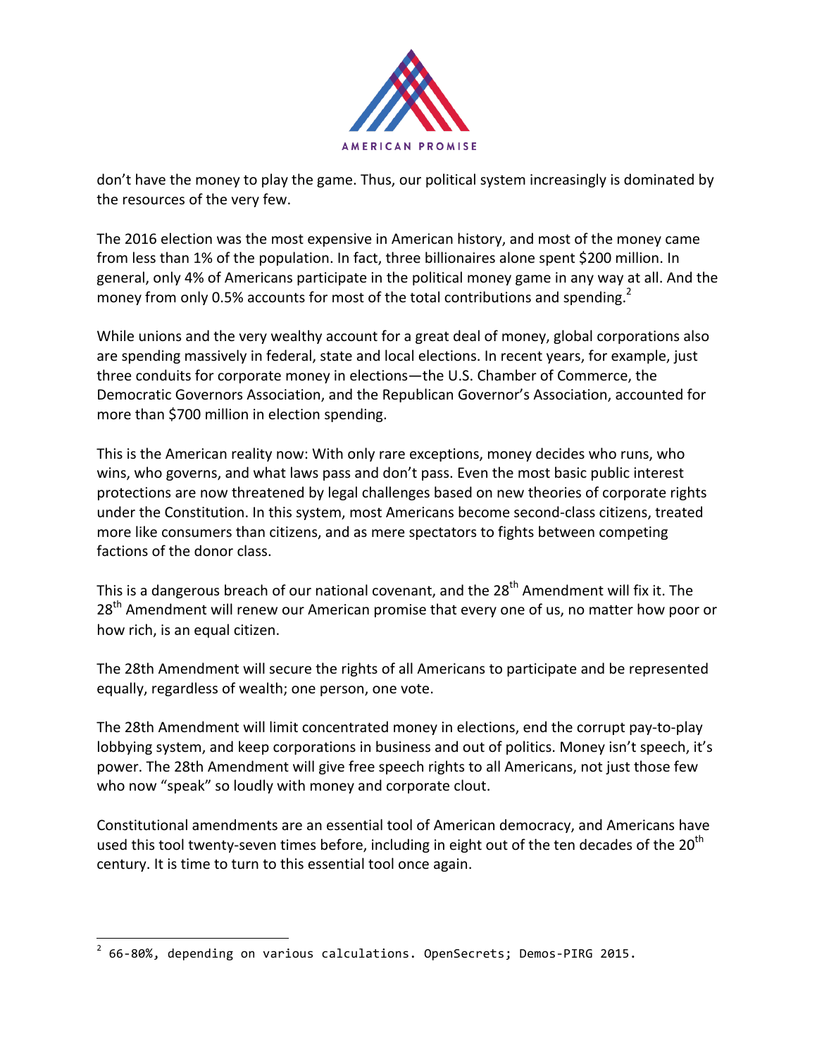don't have the money to play the game. Thus, our political system increasingly is dominated by the resources of the very few.

The 2016 election was the most expensive in American history, and most of the money came from less than 1% of the population. In fact, three billionaires alone spent $200 million. In general, only 4% of Americans participate in the political money game in any way at all. And the money from only 0.5% accounts for most of the total contributions and spending.[2]

While unions and the very wealthy account for a great deal of money, global corporations also are spending massively in federal, state and local elections. In recent years, for example, just three conduits for corporate money in elections—the U.S. Chamber of Commerce, the Democratic Governors Association, and the Republican Governor's Association, accounted for more than $700 million in election spending.

This is the American reality now: With only rare exceptions, money decides who runs, who wins, who governs, and what laws pass and don't pass. Even the most basic public interest protections are now threatened by legal challenges based on new theories of corporate rights under the Constitution. In this system, most Americans become second-class citizens, treated more like consumers than citizens, and as mere spectators to fights between competing factions of the donor class.

This is a dangerous breach of our national covenant, and the 28th Amendment will fix it. The 28th Amendment will renew our American promise that every one of us, no matter how poor or how rich, is an equal citizen.

The 28th Amendment will secure the rights of all Americans to participate and be represented equally, regardless of wealth; one person, one vote.

The 28th Amendment will limit concentrated money in elections, end the corrupt pay-to-play lobbying system, and keep corporations in business and out of politics. Money isn't speech, it's power. The 28th Amendment will give free speech rights to all Americans, not just those few who now "speak" so loudly with money and corporate clout.

Constitutional amendments are an essential tool of American democracy, and Americans have used this tool twenty-seven times before, including in eight out of the ten decades of the 20th century. It is time to turn to this essential tool once again.

---

[2] 66-80%, depending on various calculations. OpenSecrets; Demos-PIRG 2015.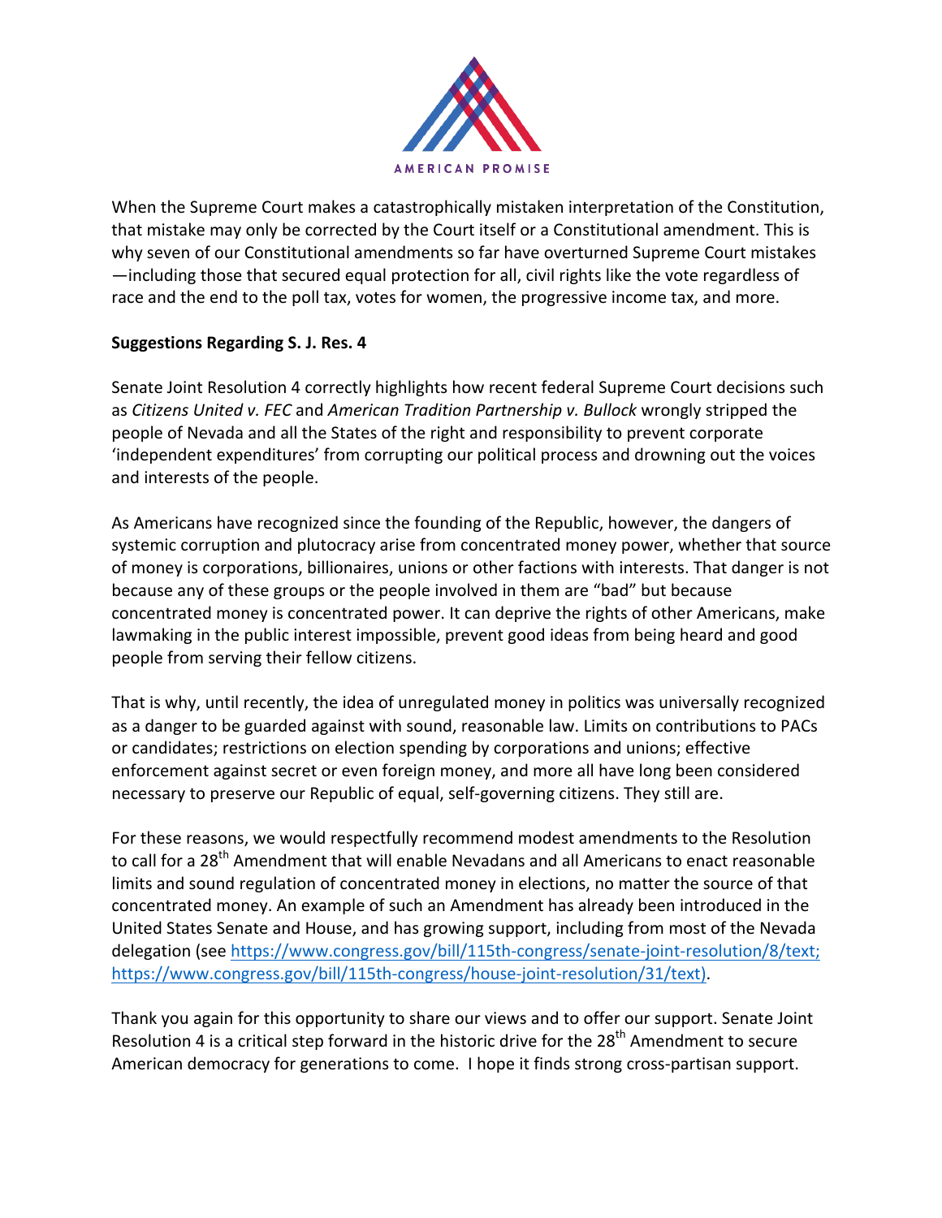AMERICAN PROMISE

When the Supreme Court makes a catastrophically mistaken interpretation of the Constitution, that mistake may only be corrected by the Court itself or a Constitutional amendment. This is why seven of our Constitutional amendments so far have overturned Supreme Court mistakes —including those that secured equal protection for all, civil rights like the vote regardless of race and the end to the poll tax, votes for women, the progressive income tax, and more.

**Suggestions Regarding S. J. Res. 4**

Senate Joint Resolution 4 correctly highlights how recent federal Supreme Court decisions such as *Citizens United v. FEC* and *American Tradition Partnership v. Bullock* wrongly stripped the people of Nevada and all the States of the right and responsibility to prevent corporate 'independent expenditures' from corrupting our political process and drowning out the voices and interests of the people.

As Americans have recognized since the founding of the Republic, however, the dangers of systemic corruption and plutocracy arise from concentrated money power, whether that source of money is corporations, billionaires, unions or other factions with interests. That danger is not because any of these groups or the people involved in them are "bad" but because concentrated money is concentrated power. It can deprive the rights of other Americans, make lawmaking in the public interest impossible, prevent good ideas from being heard and good people from serving their fellow citizens.

That is why, until recently, the idea of unregulated money in politics was universally recognized as a danger to be guarded against with sound, reasonable law. Limits on contributions to PACs or candidates; restrictions on election spending by corporations and unions; effective enforcement against secret or even foreign money, and more all have long been considered necessary to preserve our Republic of equal, self-governing citizens. They still are.

For these reasons, we would respectfully recommend modest amendments to the Resolution to call for a 28th Amendment that will enable Nevadans and all Americans to enact reasonable limits and sound regulation of concentrated money in elections, no matter the source of that concentrated money. An example of such an Amendment has already been introduced in the United States Senate and House, and has growing support, including from most of the Nevada delegation (see https://www.congress.gov/bill/115th-congress/senate-joint-resolution/8/text; https://www.congress.gov/bill/115th-congress/house-joint-resolution/31/text).

Thank you again for this opportunity to share our views and to offer our support. Senate Joint Resolution 4 is a critical step forward in the historic drive for the 28th Amendment to secure American democracy for generations to come. I hope it finds strong cross-partisan support.